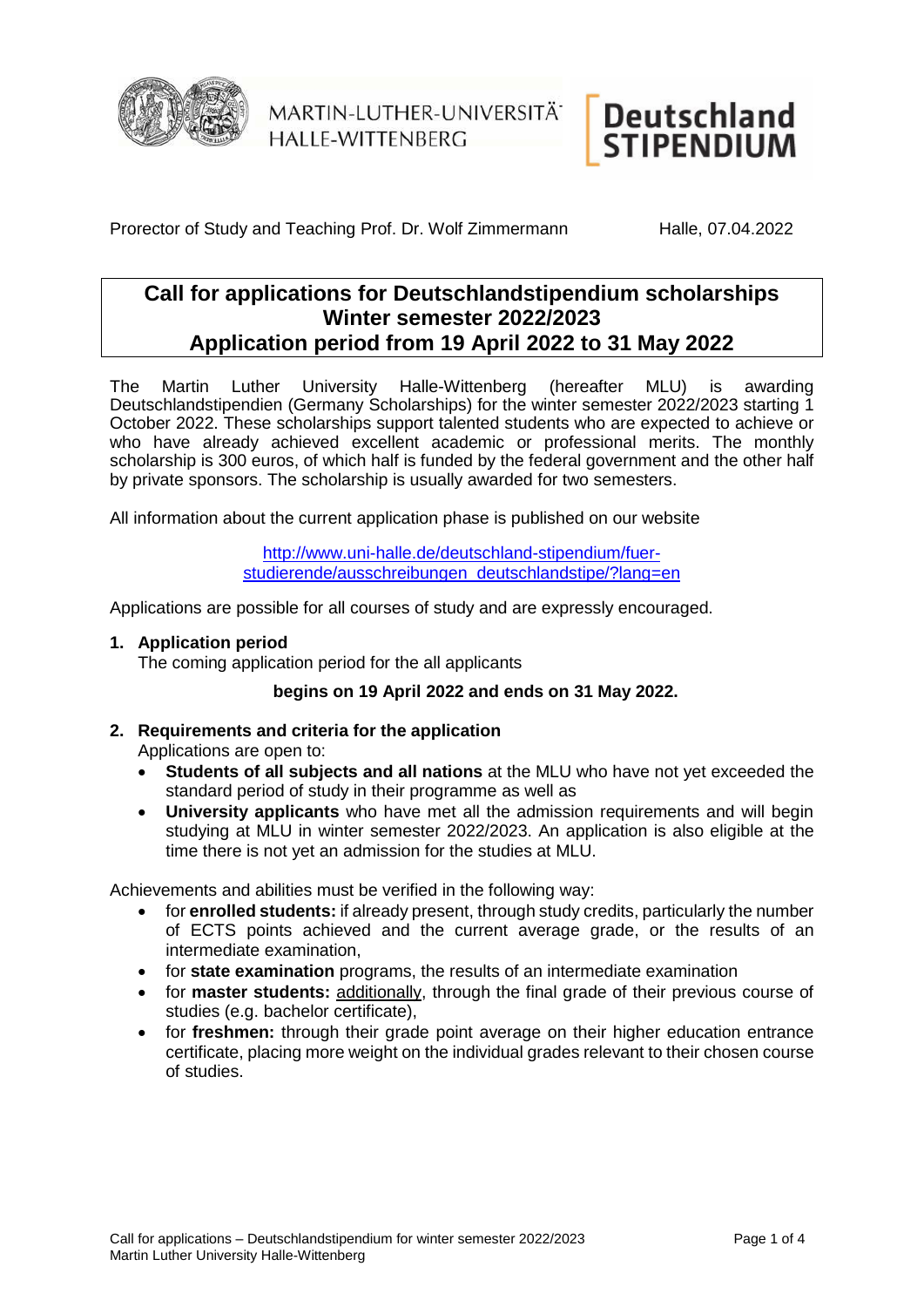MARTIN-LUTHER-UNIVERSITÄT HALLE-WITTENBERG

Deutschland STIPENDIUM

Prorector of Study and Teaching Prof. Dr. Wolf Zimmermann

Halle, 07.04.2022

# Call for applications for Deutschlandstipendium scholarships Winter semester 2022/2023 Application period from 19 April 2022 to 31 May 2022

The Martin Luther University Halle-Wittenberg (hereafter MLU) is awarding Deutschlandstipendien (Germany Scholarships) for the winter semester 2022/2023 starting 1 October 2022. These scholarships support talented students who are expected to achieve or who have already achieved excellent academic or professional merits. The monthly scholarship is 300 euros, of which half is funded by the federal government and the other half by private sponsors. The scholarship is usually awarded for two semesters.

All information about the current application phase is published on our website

http://www.uni-halle.de/deutschland-stipendium/fuer-studierende/ausschreibungen_deutschlandstipe/?lang=en

Applications are possible for all courses of study and are expressly encouraged.

## 1. Application period

The coming application period for the all applicants

**begins on 19 April 2022 and ends on 31 May 2022.**

## 2. Requirements and criteria for the application

Applications are open to:

- **Students of all subjects and all nations** at the MLU who have not yet exceeded the standard period of study in their programme as well as
- **University applicants** who have met all the admission requirements and will begin studying at MLU in winter semester 2022/2023. An application is also eligible at the time there is not yet an admission for the studies at MLU.

Achievements and abilities must be verified in the following way:

- for **enrolled students:** if already present, through study credits, particularly the number of ECTS points achieved and the current average grade, or the results of an intermediate examination,
- for **state examination** programs, the results of an intermediate examination
- for **master students:** additionally, through the final grade of their previous course of studies (e.g. bachelor certificate),
- for **freshmen:** through their grade point average on their higher education entrance certificate, placing more weight on the individual grades relevant to their chosen course of studies.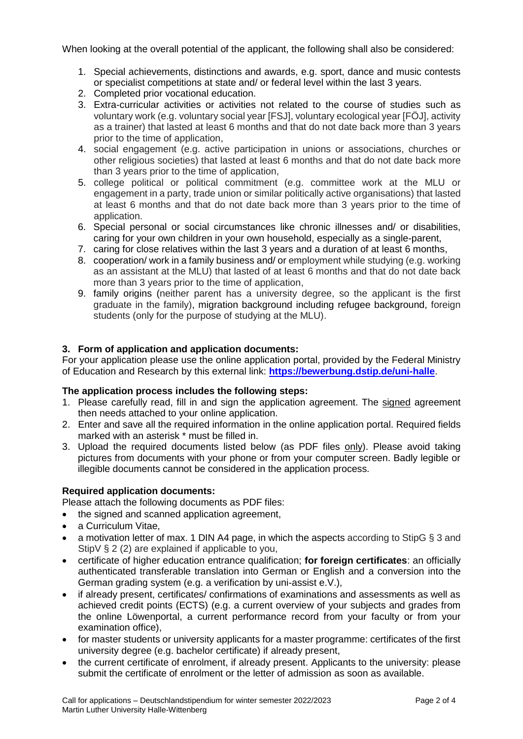When looking at the overall potential of the applicant, the following shall also be considered:

1. Special achievements, distinctions and awards, e.g. sport, dance and music contests or specialist competitions at state and/ or federal level within the last 3 years.
2. Completed prior vocational education.
3. Extra-curricular activities or activities not related to the course of studies such as voluntary work (e.g. voluntary social year [FSJ], voluntary ecological year [FÖJ], activity as a trainer) that lasted at least 6 months and that do not date back more than 3 years prior to the time of application,
4. social engagement (e.g. active participation in unions or associations, churches or other religious societies) that lasted at least 6 months and that do not date back more than 3 years prior to the time of application,
5. college political or political commitment (e.g. committee work at the MLU or engagement in a party, trade union or similar politically active organisations) that lasted at least 6 months and that do not date back more than 3 years prior to the time of application.
6. Special personal or social circumstances like chronic illnesses and/ or disabilities, caring for your own children in your own household, especially as a single-parent,
7. caring for close relatives within the last 3 years and a duration of at least 6 months,
8. cooperation/ work in a family business and/ or employment while studying (e.g. working as an assistant at the MLU) that lasted of at least 6 months and that do not date back more than 3 years prior to the time of application,
9. family origins (neither parent has a university degree, so the applicant is the first graduate in the family), migration background including refugee background, foreign students (only for the purpose of studying at the MLU).

### 3. Form of application and application documents:

For your application please use the online application portal, provided by the Federal Ministry of Education and Research by this external link: **https://bewerbung.dstip.de/uni-halle**.

**The application process includes the following steps:**

1. Please carefully read, fill in and sign the application agreement. The signed agreement then needs attached to your online application.
2. Enter and save all the required information in the online application portal. Required fields marked with an asterisk * must be filled in.
3. Upload the required documents listed below (as PDF files only). Please avoid taking pictures from documents with your phone or from your computer screen. Badly legible or illegible documents cannot be considered in the application process.

**Required application documents:**

Please attach the following documents as PDF files:

- the signed and scanned application agreement,
- a Curriculum Vitae,
- a motivation letter of max. 1 DIN A4 page, in which the aspects according to StipG § 3 and StipV § 2 (2) are explained if applicable to you,
- certificate of higher education entrance qualification; **for foreign certificates**: an officially authenticated transferable translation into German or English and a conversion into the German grading system (e.g. a verification by uni-assist e.V.),
- if already present, certificates/ confirmations of examinations and assessments as well as achieved credit points (ECTS) (e.g. a current overview of your subjects and grades from the online Löwenportal, a current performance record from your faculty or from your examination office),
- for master students or university applicants for a master programme: certificates of the first university degree (e.g. bachelor certificate) if already present,
- the current certificate of enrolment, if already present. Applicants to the university: please submit the certificate of enrolment or the letter of admission as soon as available.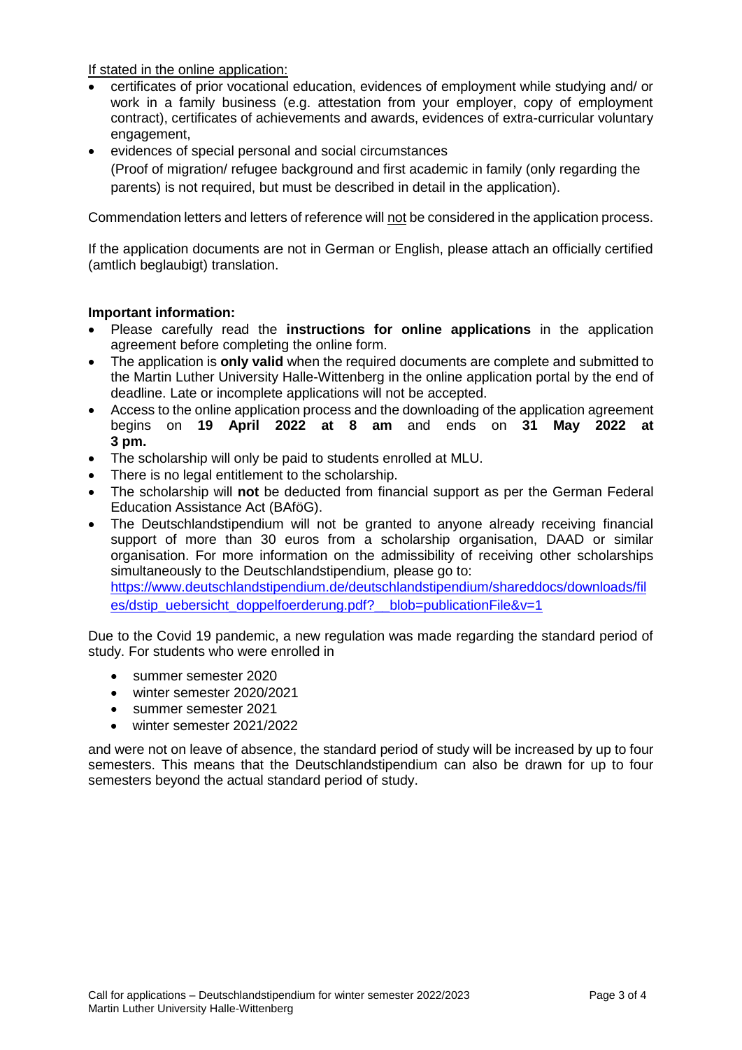<u>If stated in the online application:</u>

- certificates of prior vocational education, evidences of employment while studying and/ or work in a family business (e.g. attestation from your employer, copy of employment contract), certificates of achievements and awards, evidences of extra-curricular voluntary engagement,
- evidences of special personal and social circumstances
  (Proof of migration/ refugee background and first academic in family (only regarding the parents) is not required, but must be described in detail in the application).

Commendation letters and letters of reference will <u>not</u> be considered in the application process.

If the application documents are not in German or English, please attach an officially certified (amtlich beglaubigt) translation.

**Important information:**

- Please carefully read the **instructions for online applications** in the application agreement before completing the online form.
- The application is **only valid** when the required documents are complete and submitted to the Martin Luther University Halle-Wittenberg in the online application portal by the end of deadline. Late or incomplete applications will not be accepted.
- Access to the online application process and the downloading of the application agreement begins on **19 April 2022 at 8 am** and ends on **31 May 2022 at 3 pm.**
- The scholarship will only be paid to students enrolled at MLU.
- There is no legal entitlement to the scholarship.
- The scholarship will **not** be deducted from financial support as per the German Federal Education Assistance Act (BAföG).
- The Deutschlandstipendium will not be granted to anyone already receiving financial support of more than 30 euros from a scholarship organisation, DAAD or similar organisation. For more information on the admissibility of receiving other scholarships simultaneously to the Deutschlandstipendium, please go to:
  https://www.deutschlandstipendium.de/deutschlandstipendium/shareddocs/downloads/files/dstip_uebersicht_doppelfoerderung.pdf?__blob=publicationFile&v=1

Due to the Covid 19 pandemic, a new regulation was made regarding the standard period of study. For students who were enrolled in

- summer semester 2020
- winter semester 2020/2021
- summer semester 2021
- winter semester 2021/2022

and were not on leave of absence, the standard period of study will be increased by up to four semesters. This means that the Deutschlandstipendium can also be drawn for up to four semesters beyond the actual standard period of study.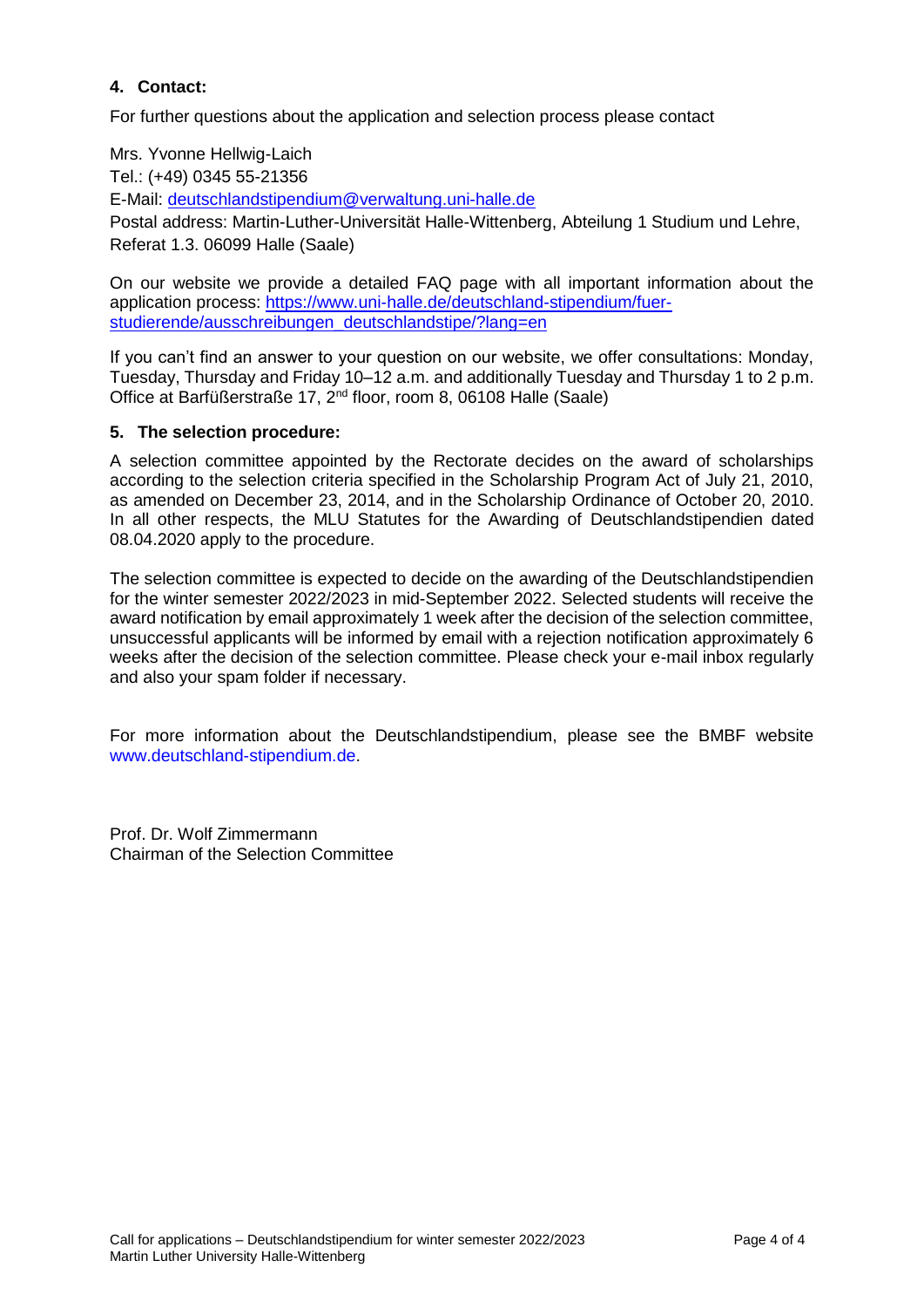## 4. Contact:

For further questions about the application and selection process please contact

Mrs. Yvonne Hellwig-Laich
Tel.: (+49) 0345 55-21356
E-Mail: deutschlandstipendium@verwaltung.uni-halle.de
Postal address: Martin-Luther-Universität Halle-Wittenberg, Abteilung 1 Studium und Lehre, Referat 1.3. 06099 Halle (Saale)

On our website we provide a detailed FAQ page with all important information about the application process: https://www.uni-halle.de/deutschland-stipendium/fuer-studierende/ausschreibungen_deutschlandstipe/?lang=en

If you can't find an answer to your question on our website, we offer consultations: Monday, Tuesday, Thursday and Friday 10–12 a.m. and additionally Tuesday and Thursday 1 to 2 p.m. Office at Barfüßerstraße 17, 2nd floor, room 8, 06108 Halle (Saale)

## 5. The selection procedure:

A selection committee appointed by the Rectorate decides on the award of scholarships according to the selection criteria specified in the Scholarship Program Act of July 21, 2010, as amended on December 23, 2014, and in the Scholarship Ordinance of October 20, 2010. In all other respects, the MLU Statutes for the Awarding of Deutschlandstipendien dated 08.04.2020 apply to the procedure.

The selection committee is expected to decide on the awarding of the Deutschlandstipendien for the winter semester 2022/2023 in mid-September 2022. Selected students will receive the award notification by email approximately 1 week after the decision of the selection committee, unsuccessful applicants will be informed by email with a rejection notification approximately 6 weeks after the decision of the selection committee. Please check your e-mail inbox regularly and also your spam folder if necessary.

For more information about the Deutschlandstipendium, please see the BMBF website www.deutschland-stipendium.de.

Prof. Dr. Wolf Zimmermann
Chairman of the Selection Committee